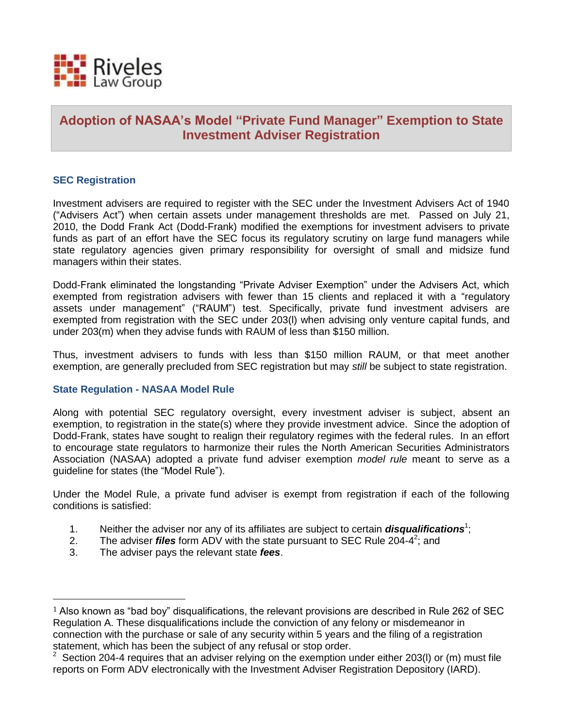Riveles Law Group

# Adoption of NASAA's Model "Private Fund Manager" Exemption to State Investment Adviser Registration

## SEC Registration

Investment advisers are required to register with the SEC under the Investment Advisers Act of 1940 ("Advisers Act") when certain assets under management thresholds are met. Passed on July 21, 2010, the Dodd Frank Act (Dodd-Frank) modified the exemptions for investment advisers to private funds as part of an effort have the SEC focus its regulatory scrutiny on large fund managers while state regulatory agencies given primary responsibility for oversight of small and midsize fund managers within their states.

Dodd-Frank eliminated the longstanding "Private Adviser Exemption" under the Advisers Act, which exempted from registration advisers with fewer than 15 clients and replaced it with a "regulatory assets under management" ("RAUM") test. Specifically, private fund investment advisers are exempted from registration with the SEC under 203(l) when advising only venture capital funds, and under 203(m) when they advise funds with RAUM of less than $150 million.

Thus, investment advisers to funds with less than $150 million RAUM, or that meet another exemption, are generally precluded from SEC registration but may *still* be subject to state registration.

## State Regulation - NASAA Model Rule

Along with potential SEC regulatory oversight, every investment adviser is subject, absent an exemption, to registration in the state(s) where they provide investment advice. Since the adoption of Dodd-Frank, states have sought to realign their regulatory regimes with the federal rules. In an effort to encourage state regulators to harmonize their rules the North American Securities Administrators Association (NASAA) adopted a private fund adviser exemption *model rule* meant to serve as a guideline for states (the "Model Rule").

Under the Model Rule, a private fund adviser is exempt from registration if each of the following conditions is satisfied:

1. Neither the adviser nor any of its affiliates are subject to certain ***disqualifications***[1];
2. The adviser ***files*** form ADV with the state pursuant to SEC Rule 204-4[2]; and
3. The adviser pays the relevant state ***fees***.

---

[1] Also known as "bad boy" disqualifications, the relevant provisions are described in Rule 262 of SEC Regulation A. These disqualifications include the conviction of any felony or misdemeanor in connection with the purchase or sale of any security within 5 years and the filing of a registration statement, which has been the subject of any refusal or stop order.

[2] Section 204-4 requires that an adviser relying on the exemption under either 203(l) or (m) must file reports on Form ADV electronically with the Investment Adviser Registration Depository (IARD).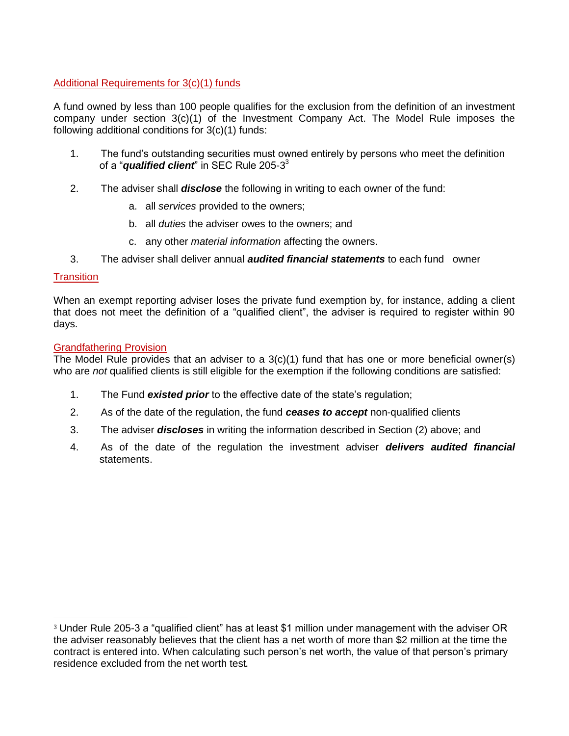## Additional Requirements for 3(c)(1) funds

A fund owned by less than 100 people qualifies for the exclusion from the definition of an investment company under section 3(c)(1) of the Investment Company Act. The Model Rule imposes the following additional conditions for 3(c)(1) funds:

1. The fund's outstanding securities must owned entirely by persons who meet the definition of a "***qualified client***" in SEC Rule 205-3[3]

2. The adviser shall ***disclose*** the following in writing to each owner of the fund:

   a. all *services* provided to the owners;

   b. all *duties* the adviser owes to the owners; and

   c. any other *material information* affecting the owners.

3. The adviser shall deliver annual ***audited financial statements*** to each fund owner

## Transition

When an exempt reporting adviser loses the private fund exemption by, for instance, adding a client that does not meet the definition of a "qualified client", the adviser is required to register within 90 days.

## Grandfathering Provision

The Model Rule provides that an adviser to a 3(c)(1) fund that has one or more beneficial owner(s) who are *not* qualified clients is still eligible for the exemption if the following conditions are satisfied:

1. The Fund ***existed prior*** to the effective date of the state's regulation;

2. As of the date of the regulation, the fund ***ceases to accept*** non-qualified clients

3. The adviser ***discloses*** in writing the information described in Section (2) above; and

4. As of the date of the regulation the investment adviser ***delivers audited financial*** statements.

---

[3] Under Rule 205-3 a "qualified client" has at least $1 million under management with the adviser OR the adviser reasonably believes that the client has a net worth of more than $2 million at the time the contract is entered into. When calculating such person's net worth, the value of that person's primary residence excluded from the net worth test.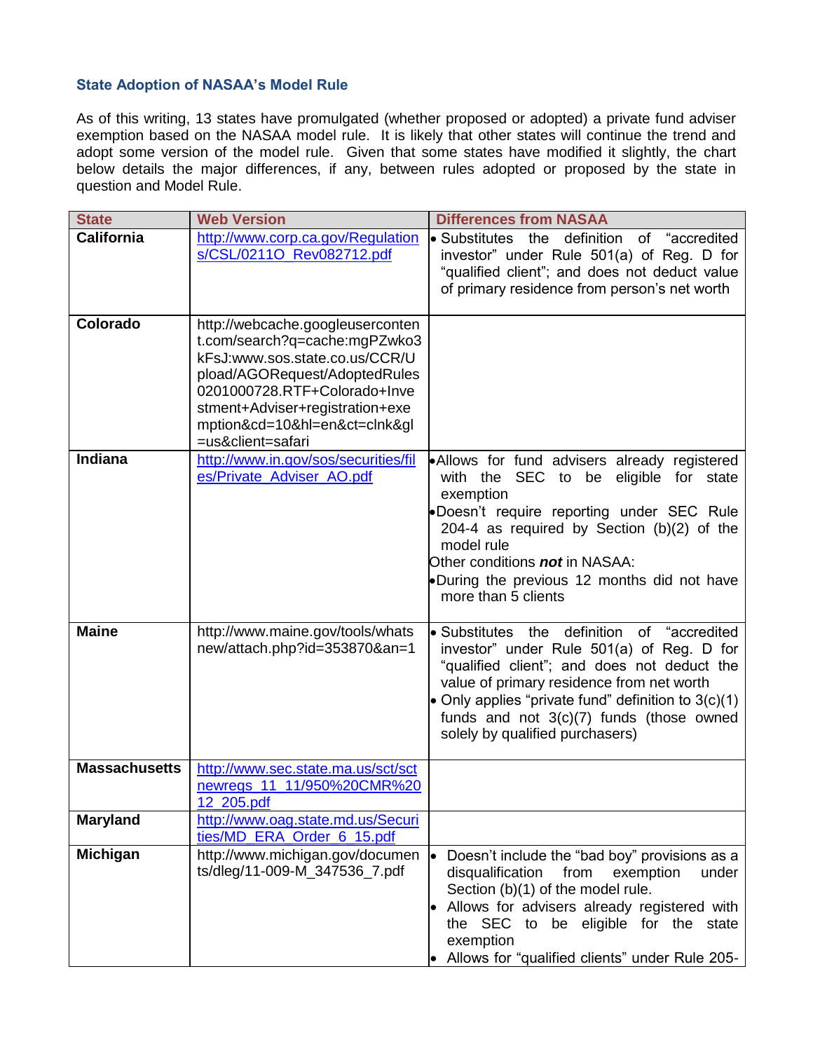### State Adoption of NASAA's Model Rule

As of this writing, 13 states have promulgated (whether proposed or adopted) a private fund adviser exemption based on the NASAA model rule. It is likely that other states will continue the trend and adopt some version of the model rule. Given that some states have modified it slightly, the chart below details the major differences, if any, between rules adopted or proposed by the state in question and Model Rule.

| State | Web Version | Differences from NASAA |
|---|---|---|
| **California** | http://www.corp.ca.gov/Regulations/CSL/0211O_Rev082712.pdf | • Substitutes the definition of "accredited investor" under Rule 501(a) of Reg. D for "qualified client"; and does not deduct value of primary residence from person's net worth |
| **Colorado** | http://webcache.googleusercontent.com/search?q=cache:mgPZwko3kFsJ:www.sos.state.co.us/CCR/Upload/AGORequest/AdoptedRules0201000728.RTF+Colorado+Investment+Adviser+registration+exemption&cd=10&hl=en&ct=clnk&gl=us&client=safari | |
| **Indiana** | http://www.in.gov/sos/securities/files/Private_Adviser_AO.pdf | • Allows for fund advisers already registered with the SEC to be eligible for state exemption<br>• Doesn't require reporting under SEC Rule 204-4 as required by Section (b)(2) of the model rule<br>Other conditions ***not*** in NASAA:<br>• During the previous 12 months did not have more than 5 clients |
| **Maine** | http://www.maine.gov/tools/whatsnew/attach.php?id=353870&an=1 | • Substitutes the definition of "accredited investor" under Rule 501(a) of Reg. D for "qualified client"; and does not deduct the value of primary residence from net worth<br>• Only applies "private fund" definition to 3(c)(1) funds and not 3(c)(7) funds (those owned solely by qualified purchasers) |
| **Massachusetts** | http://www.sec.state.ma.us/sct/sctnewregs_11_11/950%20CMR%2012_205.pdf | |
| **Maryland** | http://www.oag.state.md.us/Securities/MD_ERA_Order_6_15.pdf | |
| **Michigan** | http://www.michigan.gov/documents/dleg/11-009-M_347536_7.pdf | • Doesn't include the "bad boy" provisions as a disqualification from exemption under Section (b)(1) of the model rule.<br>• Allows for advisers already registered with the SEC to be eligible for the state exemption<br>• Allows for "qualified clients" under Rule 205- |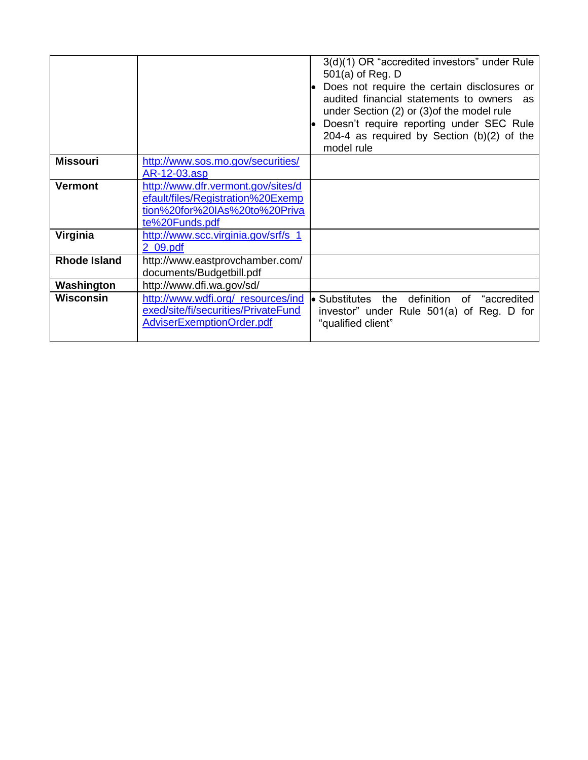| | | |
|---|---|---|
| | | 3(d)(1) OR "accredited investors" under Rule 501(a) of Reg. D<br>• Does not require the certain disclosures or audited financial statements to owners as under Section (2) or (3)of the model rule<br>• Doesn't require reporting under SEC Rule 204-4 as required by Section (b)(2) of the model rule |
| **Missouri** | http://www.sos.mo.gov/securities/AR-12-03.asp | |
| **Vermont** | http://www.dfr.vermont.gov/sites/default/files/Registration%20Exemption%20for%20IAs%20to%20Private%20Funds.pdf | |
| **Virginia** | http://www.scc.virginia.gov/srf/s_12_09.pdf | |
| **Rhode Island** | http://www.eastprovchamber.com/documents/Budgetbill.pdf | |
| **Washington** | http://www.dfi.wa.gov/sd/ | |
| **Wisconsin** | http://www.wdfi.org/_resources/indexed/site/fi/securities/PrivateFundAdviserExemptionOrder.pdf | • Substitutes the definition of "accredited investor" under Rule 501(a) of Reg. D for "qualified client" |